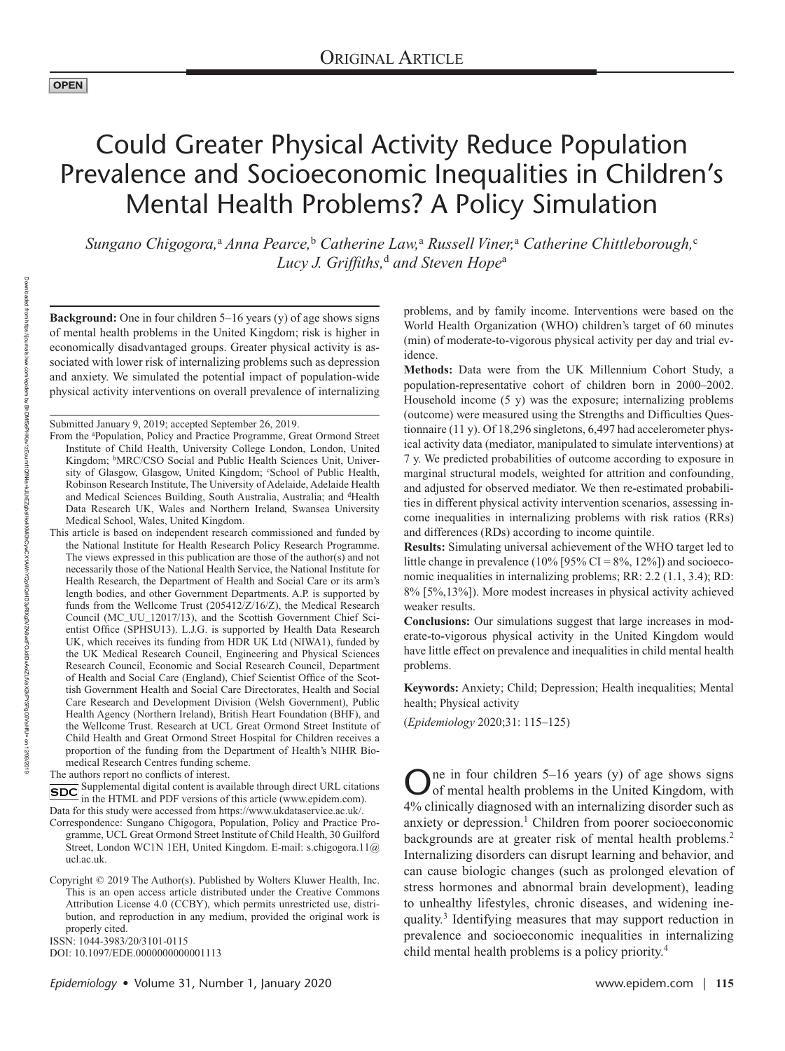ORIGINAL ARTICLE

**OPEN**

# Could Greater Physical Activity Reduce Population Prevalence and Socioeconomic Inequalities in Children's Mental Health Problems? A Policy Simulation

*Sungano Chigogora,[a] Anna Pearce,[b] Catherine Law,[a] Russell Viner,[a] Catherine Chittleborough,[c] Lucy J. Griffiths,[d] and Steven Hope[a]*

**Background:** One in four children 5–16 years (y) of age shows signs of mental health problems in the United Kingdom; risk is higher in economically disadvantaged groups. Greater physical activity is associated with lower risk of internalizing problems such as depression and anxiety. We simulated the potential impact of population-wide physical activity interventions on overall prevalence of internalizing problems, and by family income. Interventions were based on the World Health Organization (WHO) children's target of 60 minutes (min) of moderate-to-vigorous physical activity per day and trial evidence.

**Methods:** Data were from the UK Millennium Cohort Study, a population-representative cohort of children born in 2000–2002. Household income (5 y) was the exposure; internalizing problems (outcome) were measured using the Strengths and Difficulties Questionnaire (11 y). Of 18,296 singletons, 6,497 had accelerometer physical activity data (mediator, manipulated to simulate interventions) at 7 y. We predicted probabilities of outcome according to exposure in marginal structural models, weighted for attrition and confounding, and adjusted for observed mediator. We then re-estimated probabilities in different physical activity intervention scenarios, assessing income inequalities in internalizing problems with risk ratios (RRs) and differences (RDs) according to income quintile.

**Results:** Simulating universal achievement of the WHO target led to little change in prevalence (10% [95% CI = 8%, 12%]) and socioeconomic inequalities in internalizing problems; RR: 2.2 (1.1, 3.4); RD: 8% [5%,13%]). More modest increases in physical activity achieved weaker results.

**Conclusions:** Our simulations suggest that large increases in moderate-to-vigorous physical activity in the United Kingdom would have little effect on prevalence and inequalities in child mental health problems.

**Keywords:** Anxiety; Child; Depression; Health inequalities; Mental health; Physical activity

(*Epidemiology* 2020;31: 115–125)

Submitted January 9, 2019; accepted September 26, 2019.

From the [a]Population, Policy and Practice Programme, Great Ormond Street Institute of Child Health, University College London, London, United Kingdom; [b]MRC/CSO Social and Public Health Sciences Unit, University of Glasgow, Glasgow, United Kingdom; [c]School of Public Health, Robinson Research Institute, The University of Adelaide, Adelaide Health and Medical Sciences Building, South Australia, Australia; and [d]Health Data Research UK, Wales and Northern Ireland, Swansea University Medical School, Wales, United Kingdom.

This article is based on independent research commissioned and funded by the National Institute for Health Research Policy Research Programme. The views expressed in this publication are those of the author(s) and not necessarily those of the National Health Service, the National Institute for Health Research, the Department of Health and Social Care or its arm's length bodies, and other Government Departments. A.P. is supported by funds from the Wellcome Trust (205412/Z/16/Z), the Medical Research Council (MC_UU_12017/13), and the Scottish Government Chief Scientist Office (SPHSU13). L.J.G. is supported by Health Data Research UK, which receives its funding from HDR UK Ltd (NIWA1), funded by the UK Medical Research Council, Engineering and Physical Sciences Research Council, Economic and Social Research Council, Department of Health and Social Care (England), Chief Scientist Office of the Scottish Government Health and Social Care Directorates, Health and Social Care Research and Development Division (Welsh Government), Public Health Agency (Northern Ireland), British Heart Foundation (BHF), and the Wellcome Trust. Research at UCL Great Ormond Street Institute of Child Health and Great Ormond Street Hospital for Children receives a proportion of the funding from the Department of Health's NIHR Biomedical Research Centres funding scheme.

The authors report no conflicts of interest.

SDC Supplemental digital content is available through direct URL citations in the HTML and PDF versions of this article (www.epidem.com).

Data for this study were accessed from https://www.ukdataservice.ac.uk/.

Correspondence: Sungano Chigogora, Population, Policy and Practice Programme, UCL Great Ormond Street Institute of Child Health, 30 Guilford Street, London WC1N 1EH, United Kingdom. E-mail: s.chigogora.11@ucl.ac.uk.

Copyright © 2019 The Author(s). Published by Wolters Kluwer Health, Inc. This is an open access article distributed under the Creative Commons Attribution License 4.0 (CCBY), which permits unrestricted use, distribution, and reproduction in any medium, provided the original work is properly cited.

ISSN: 1044-3983/20/3101-0115

DOI: 10.1097/EDE.0000000000001113

One in four children 5–16 years (y) of age shows signs of mental health problems in the United Kingdom, with 4% clinically diagnosed with an internalizing disorder such as anxiety or depression.[1] Children from poorer socioeconomic backgrounds are at greater risk of mental health problems.[2] Internalizing disorders can disrupt learning and behavior, and can cause biologic changes (such as prolonged elevation of stress hormones and abnormal brain development), leading to unhealthy lifestyles, chronic diseases, and widening inequality.[3] Identifying measures that may support reduction in prevalence and socioeconomic inequalities in internalizing child mental health problems is a policy priority.[4]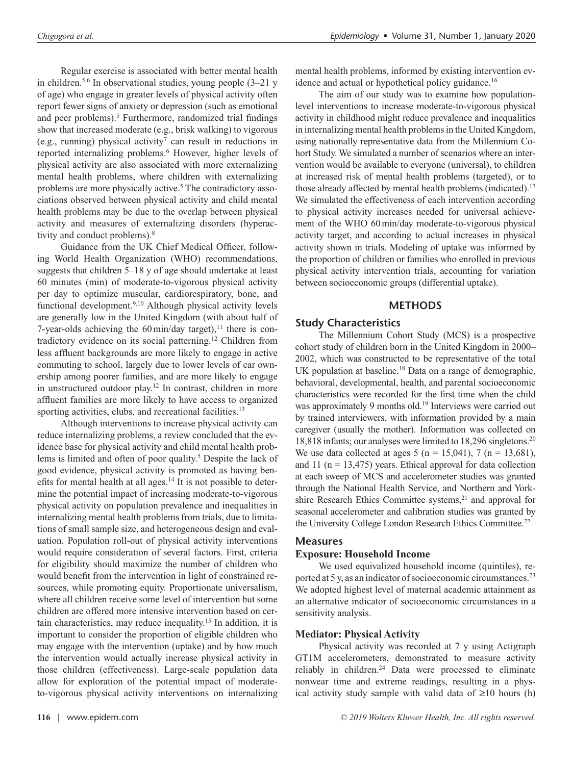Regular exercise is associated with better mental health in children.[5,6] In observational studies, young people (3–21 y of age) who engage in greater levels of physical activity often report fewer signs of anxiety or depression (such as emotional and peer problems).[5] Furthermore, randomized trial findings show that increased moderate (e.g., brisk walking) to vigorous (e.g., running) physical activity[7] can result in reductions in reported internalizing problems.[6] However, higher levels of physical activity are also associated with more externalizing mental health problems, where children with externalizing problems are more physically active.[5] The contradictory associations observed between physical activity and child mental health problems may be due to the overlap between physical activity and measures of externalizing disorders (hyperactivity and conduct problems).[8]

Guidance from the UK Chief Medical Officer, following World Health Organization (WHO) recommendations, suggests that children 5–18 y of age should undertake at least 60 minutes (min) of moderate-to-vigorous physical activity per day to optimize muscular, cardiorespiratory, bone, and functional development.[9,10] Although physical activity levels are generally low in the United Kingdom (with about half of 7-year-olds achieving the 60 min/day target),[11] there is contradictory evidence on its social patterning.[12] Children from less affluent backgrounds are more likely to engage in active commuting to school, largely due to lower levels of car ownership among poorer families, and are more likely to engage in unstructured outdoor play.[12] In contrast, children in more affluent families are more likely to have access to organized sporting activities, clubs, and recreational facilities.[13]

Although interventions to increase physical activity can reduce internalizing problems, a review concluded that the evidence base for physical activity and child mental health problems is limited and often of poor quality.[5] Despite the lack of good evidence, physical activity is promoted as having benefits for mental health at all ages.[14] It is not possible to determine the potential impact of increasing moderate-to-vigorous physical activity on population prevalence and inequalities in internalizing mental health problems from trials, due to limitations of small sample size, and heterogeneous design and evaluation. Population roll-out of physical activity interventions would require consideration of several factors. First, criteria for eligibility should maximize the number of children who would benefit from the intervention in light of constrained resources, while promoting equity. Proportionate universalism, where all children receive some level of intervention but some children are offered more intensive intervention based on certain characteristics, may reduce inequality.[15] In addition, it is important to consider the proportion of eligible children who may engage with the intervention (uptake) and by how much the intervention would actually increase physical activity in those children (effectiveness). Large-scale population data allow for exploration of the potential impact of moderate-to-vigorous physical activity interventions on internalizing mental health problems, informed by existing intervention evidence and actual or hypothetical policy guidance.[16]

The aim of our study was to examine how population-level interventions to increase moderate-to-vigorous physical activity in childhood might reduce prevalence and inequalities in internalizing mental health problems in the United Kingdom, using nationally representative data from the Millennium Cohort Study. We simulated a number of scenarios where an intervention would be available to everyone (universal), to children at increased risk of mental health problems (targeted), or to those already affected by mental health problems (indicated).[17] We simulated the effectiveness of each intervention according to physical activity increases needed for universal achievement of the WHO 60 min/day moderate-to-vigorous physical activity target, and according to actual increases in physical activity shown in trials. Modeling of uptake was informed by the proportion of children or families who enrolled in previous physical activity intervention trials, accounting for variation between socioeconomic groups (differential uptake).

## METHODS

### Study Characteristics

The Millennium Cohort Study (MCS) is a prospective cohort study of children born in the United Kingdom in 2000–2002, which was constructed to be representative of the total UK population at baseline.[18] Data on a range of demographic, behavioral, developmental, health, and parental socioeconomic characteristics were recorded for the first time when the child was approximately 9 months old.[19] Interviews were carried out by trained interviewers, with information provided by a main caregiver (usually the mother). Information was collected on 18,818 infants; our analyses were limited to 18,296 singletons.[20] We use data collected at ages 5 (n = 15,041), 7 (n = 13,681), and 11 (n = 13,475) years. Ethical approval for data collection at each sweep of MCS and accelerometer studies was granted through the National Health Service, and Northern and Yorkshire Research Ethics Committee systems,[21] and approval for seasonal accelerometer and calibration studies was granted by the University College London Research Ethics Committee.[22]

### Measures

#### Exposure: Household Income

We used equivalized household income (quintiles), reported at 5 y, as an indicator of socioeconomic circumstances.[23] We adopted highest level of maternal academic attainment as an alternative indicator of socioeconomic circumstances in a sensitivity analysis.

#### Mediator: Physical Activity

Physical activity was recorded at 7 y using Actigraph GT1M accelerometers, demonstrated to measure activity reliably in children.[24] Data were processed to eliminate nonwear time and extreme readings, resulting in a physical activity study sample with valid data of ≥10 hours (h)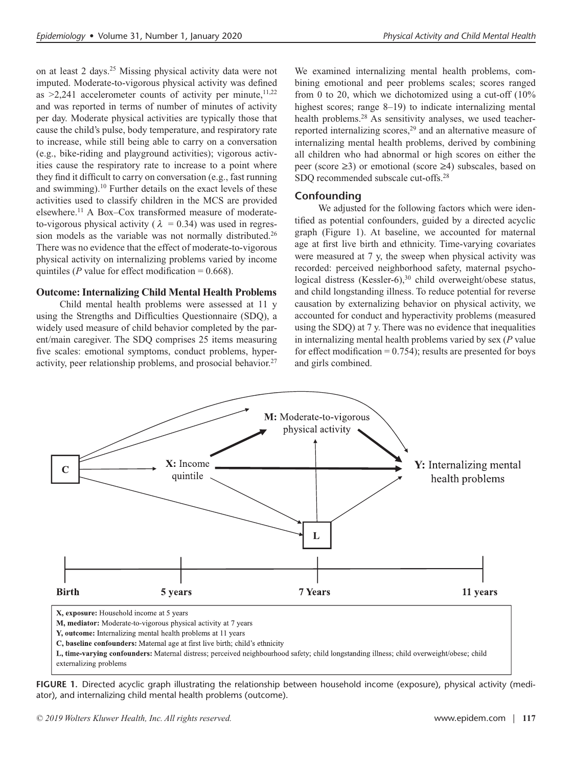on at least 2 days.[25] Missing physical activity data were not imputed. Moderate-to-vigorous physical activity was defined as >2,241 accelerometer counts of activity per minute,[11,22] and was reported in terms of number of minutes of activity per day. Moderate physical activities are typically those that cause the child's pulse, body temperature, and respiratory rate to increase, while still being able to carry on a conversation (e.g., bike-riding and playground activities); vigorous activities cause the respiratory rate to increase to a point where they find it difficult to carry on conversation (e.g., fast running and swimming).[10] Further details on the exact levels of these activities used to classify children in the MCS are provided elsewhere.[11] A Box–Cox transformed measure of moderate-to-vigorous physical activity ($\lambda = 0.34$) was used in regression models as the variable was not normally distributed.[26] There was no evidence that the effect of moderate-to-vigorous physical activity on internalizing problems varied by income quintiles ($P$ value for effect modification = 0.668).

### Outcome: Internalizing Child Mental Health Problems

Child mental health problems were assessed at 11 y using the Strengths and Difficulties Questionnaire (SDQ), a widely used measure of child behavior completed by the parent/main caregiver. The SDQ comprises 25 items measuring five scales: emotional symptoms, conduct problems, hyperactivity, peer relationship problems, and prosocial behavior.[27] We examined internalizing mental health problems, combining emotional and peer problems scales; scores ranged from 0 to 20, which we dichotomized using a cut-off (10% highest scores; range 8–19) to indicate internalizing mental health problems.[28] As sensitivity analyses, we used teacher-reported internalizing scores,[29] and an alternative measure of internalizing mental health problems, derived by combining all children who had abnormal or high scores on either the peer (score ≥3) or emotional (score ≥4) subscales, based on SDQ recommended subscale cut-offs.[28]

### Confounding

We adjusted for the following factors which were identified as potential confounders, guided by a directed acyclic graph (Figure 1). At baseline, we accounted for maternal age at first live birth and ethnicity. Time-varying covariates were measured at 7 y, the sweep when physical activity was recorded: perceived neighborhood safety, maternal psychological distress (Kessler-6),[30] child overweight/obese status, and child longstanding illness. To reduce potential for reverse causation by externalizing behavior on physical activity, we accounted for conduct and hyperactivity problems (measured using the SDQ) at 7 y. There was no evidence that inequalities in internalizing mental health problems varied by sex ($P$ value for effect modification = 0.754); results are presented for boys and girls combined.

**X, exposure:** Household income at 5 years
**M, mediator:** Moderate-to-vigorous physical activity at 7 years
**Y, outcome:** Internalizing mental health problems at 11 years
**C, baseline confounders:** Maternal age at first live birth; child's ethnicity
**L, time-varying confounders:** Maternal distress; perceived neighbourhood safety; child longstanding illness; child overweight/obese; child externalizing problems

**FIGURE 1.** Directed acyclic graph illustrating the relationship between household income (exposure), physical activity (mediator), and internalizing child mental health problems (outcome).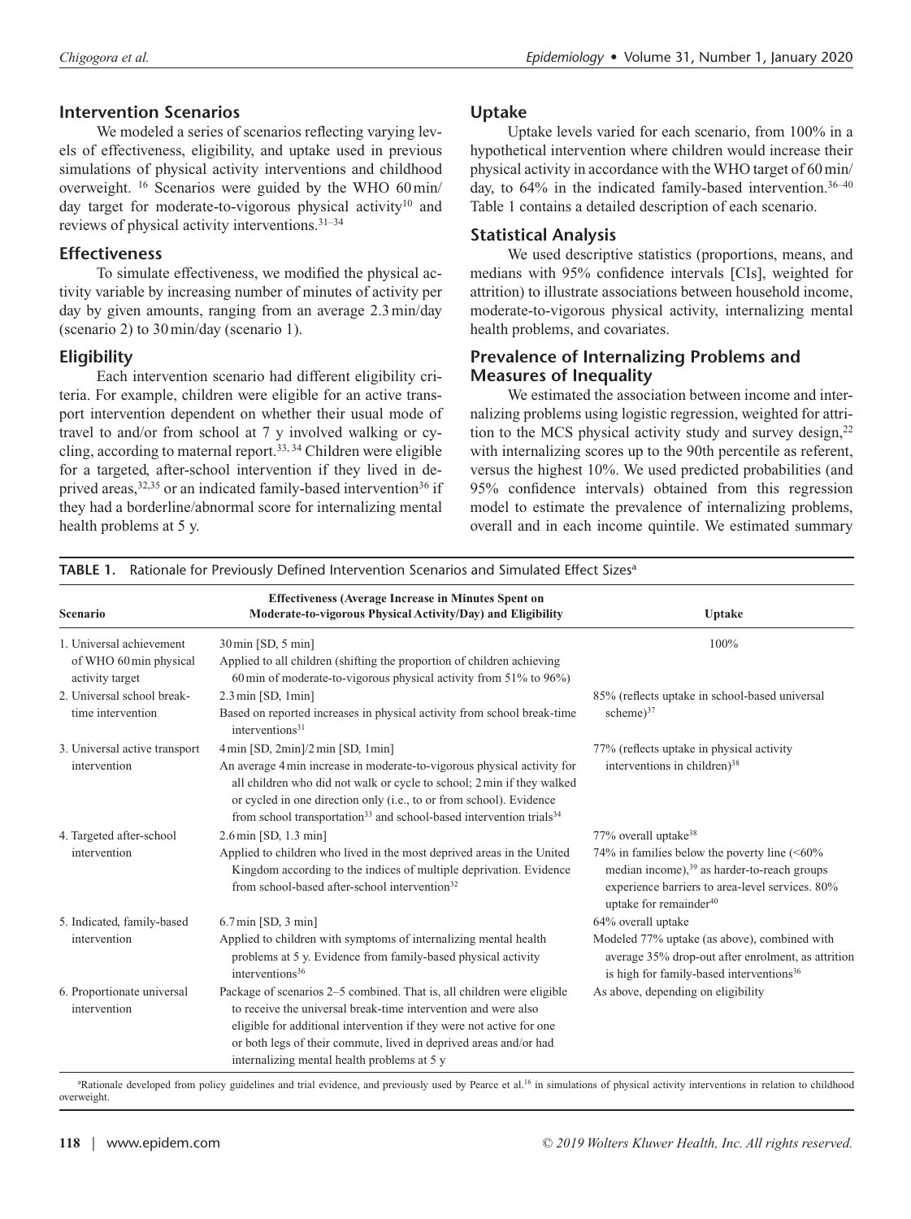## Intervention Scenarios

We modeled a series of scenarios reflecting varying levels of effectiveness, eligibility, and uptake used in previous simulations of physical activity interventions and childhood overweight. [16] Scenarios were guided by the WHO 60 min/day target for moderate-to-vigorous physical activity[10] and reviews of physical activity interventions.[31–34]

## Effectiveness

To simulate effectiveness, we modified the physical activity variable by increasing number of minutes of activity per day by given amounts, ranging from an average 2.3 min/day (scenario 2) to 30 min/day (scenario 1).

## Eligibility

Each intervention scenario had different eligibility criteria. For example, children were eligible for an active transport intervention dependent on whether their usual mode of travel to and/or from school at 7 y involved walking or cycling, according to maternal report.[33, 34] Children were eligible for a targeted, after-school intervention if they lived in deprived areas,[32,35] or an indicated family-based intervention[36] if they had a borderline/abnormal score for internalizing mental health problems at 5 y.

## Uptake

Uptake levels varied for each scenario, from 100% in a hypothetical intervention where children would increase their physical activity in accordance with the WHO target of 60 min/day, to 64% in the indicated family-based intervention.[36–40] Table 1 contains a detailed description of each scenario.

## Statistical Analysis

We used descriptive statistics (proportions, means, and medians with 95% confidence intervals [CIs], weighted for attrition) to illustrate associations between household income, moderate-to-vigorous physical activity, internalizing mental health problems, and covariates.

## Prevalence of Internalizing Problems and Measures of Inequality

We estimated the association between income and internalizing problems using logistic regression, weighted for attrition to the MCS physical activity study and survey design,[22] with internalizing scores up to the 90th percentile as referent, versus the highest 10%. We used predicted probabilities (and 95% confidence intervals) obtained from this regression model to estimate the prevalence of internalizing problems, overall and in each income quintile. We estimated summary

**TABLE 1.** Rationale for Previously Defined Intervention Scenarios and Simulated Effect Sizes[a]

| Scenario | Effectiveness (Average Increase in Minutes Spent on Moderate-to-vigorous Physical Activity/Day) and Eligibility | Uptake |
|---|---|---|
| 1. Universal achievement of WHO 60 min physical activity target | 30 min [SD, 5 min]<br>Applied to all children (shifting the proportion of children achieving 60 min of moderate-to-vigorous physical activity from 51% to 96%) | 100% |
| 2. Universal school break-time intervention | 2.3 min [SD, 1min]<br>Based on reported increases in physical activity from school break-time interventions[31] | 85% (reflects uptake in school-based universal scheme)[37] |
| 3. Universal active transport intervention | 4 min [SD, 2min]/2 min [SD, 1min]<br>An average 4 min increase in moderate-to-vigorous physical activity for all children who did not walk or cycle to school; 2 min if they walked or cycled in one direction only (i.e., to or from school). Evidence from school transportation[33] and school-based intervention trials[34] | 77% (reflects uptake in physical activity interventions in children)[38] |
| 4. Targeted after-school intervention | 2.6 min [SD, 1.3 min]<br>Applied to children who lived in the most deprived areas in the United Kingdom according to the indices of multiple deprivation. Evidence from school-based after-school intervention[32] | 77% overall uptake[38]<br>74% in families below the poverty line (<60% median income),[39] as harder-to-reach groups experience barriers to area-level services. 80% uptake for remainder[40] |
| 5. Indicated, family-based intervention | 6.7 min [SD, 3 min]<br>Applied to children with symptoms of internalizing mental health problems at 5 y. Evidence from family-based physical activity interventions[36] | 64% overall uptake<br>Modeled 77% uptake (as above), combined with average 35% drop-out after enrolment, as attrition is high for family-based interventions[36] |
| 6. Proportionate universal intervention | Package of scenarios 2–5 combined. That is, all children were eligible to receive the universal break-time intervention and were also eligible for additional intervention if they were not active for one or both legs of their commute, lived in deprived areas and/or had internalizing mental health problems at 5 y | As above, depending on eligibility |

[a]Rationale developed from policy guidelines and trial evidence, and previously used by Pearce et al.[16] in simulations of physical activity interventions in relation to childhood overweight.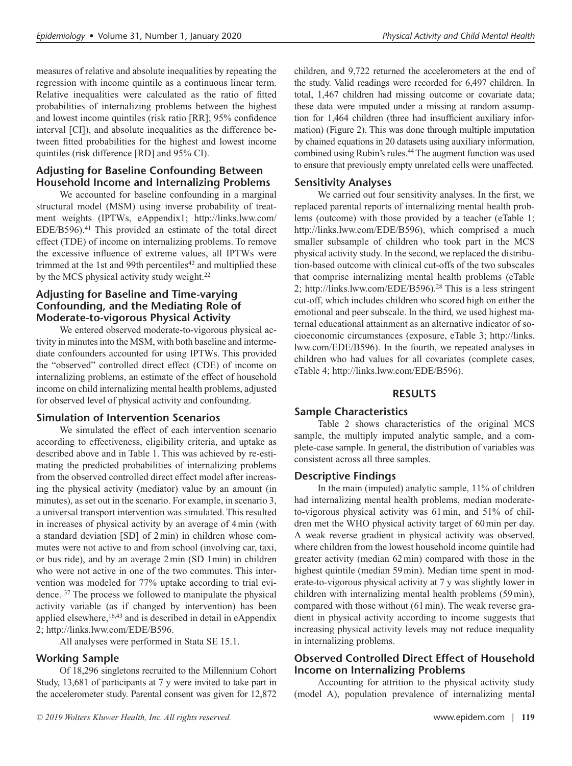measures of relative and absolute inequalities by repeating the regression with income quintile as a continuous linear term. Relative inequalities were calculated as the ratio of fitted probabilities of internalizing problems between the highest and lowest income quintiles (risk ratio [RR]; 95% confidence interval [CI]), and absolute inequalities as the difference between fitted probabilities for the highest and lowest income quintiles (risk difference [RD] and 95% CI).

### Adjusting for Baseline Confounding Between Household Income and Internalizing Problems

We accounted for baseline confounding in a marginal structural model (MSM) using inverse probability of treatment weights (IPTWs, eAppendix1; http://links.lww.com/EDE/B596).[41] This provided an estimate of the total direct effect (TDE) of income on internalizing problems. To remove the excessive influence of extreme values, all IPTWs were trimmed at the 1st and 99th percentiles[42] and multiplied these by the MCS physical activity study weight.[22]

### Adjusting for Baseline and Time-varying Confounding, and the Mediating Role of Moderate-to-vigorous Physical Activity

We entered observed moderate-to-vigorous physical activity in minutes into the MSM, with both baseline and intermediate confounders accounted for using IPTWs. This provided the "observed" controlled direct effect (CDE) of income on internalizing problems, an estimate of the effect of household income on child internalizing mental health problems, adjusted for observed level of physical activity and confounding.

### Simulation of Intervention Scenarios

We simulated the effect of each intervention scenario according to effectiveness, eligibility criteria, and uptake as described above and in Table 1. This was achieved by re-estimating the predicted probabilities of internalizing problems from the observed controlled direct effect model after increasing the physical activity (mediator) value by an amount (in minutes), as set out in the scenario. For example, in scenario 3, a universal transport intervention was simulated. This resulted in increases of physical activity by an average of 4 min (with a standard deviation [SD] of 2 min) in children whose commutes were not active to and from school (involving car, taxi, or bus ride), and by an average 2 min (SD 1min) in children who were not active in one of the two commutes. This intervention was modeled for 77% uptake according to trial evidence.[37] The process we followed to manipulate the physical activity variable (as if changed by intervention) has been applied elsewhere,[16,43] and is described in detail in eAppendix 2; http://links.lww.com/EDE/B596.

All analyses were performed in Stata SE 15.1.

### Working Sample

Of 18,296 singletons recruited to the Millennium Cohort Study, 13,681 of participants at 7 y were invited to take part in the accelerometer study. Parental consent was given for 12,872 children, and 9,722 returned the accelerometers at the end of the study. Valid readings were recorded for 6,497 children. In total, 1,467 children had missing outcome or covariate data; these data were imputed under a missing at random assumption for 1,464 children (three had insufficient auxiliary information) (Figure 2). This was done through multiple imputation by chained equations in 20 datasets using auxiliary information, combined using Rubin's rules.[44] The augment function was used to ensure that previously empty unrelated cells were unaffected.

### Sensitivity Analyses

We carried out four sensitivity analyses. In the first, we replaced parental reports of internalizing mental health problems (outcome) with those provided by a teacher (eTable 1; http://links.lww.com/EDE/B596), which comprised a much smaller subsample of children who took part in the MCS physical activity study. In the second, we replaced the distribution-based outcome with clinical cut-offs of the two subscales that comprise internalizing mental health problems (eTable 2; http://links.lww.com/EDE/B596).[28] This is a less stringent cut-off, which includes children who scored high on either the emotional and peer subscale. In the third, we used highest maternal educational attainment as an alternative indicator of socioeconomic circumstances (exposure, eTable 3; http://links.lww.com/EDE/B596). In the fourth, we repeated analyses in children who had values for all covariates (complete cases, eTable 4; http://links.lww.com/EDE/B596).

## RESULTS

### Sample Characteristics

Table 2 shows characteristics of the original MCS sample, the multiply imputed analytic sample, and a complete-case sample. In general, the distribution of variables was consistent across all three samples.

### Descriptive Findings

In the main (imputed) analytic sample, 11% of children had internalizing mental health problems, median moderate-to-vigorous physical activity was 61 min, and 51% of children met the WHO physical activity target of 60 min per day. A weak reverse gradient in physical activity was observed, where children from the lowest household income quintile had greater activity (median 62 min) compared with those in the highest quintile (median 59 min). Median time spent in moderate-to-vigorous physical activity at 7 y was slightly lower in children with internalizing mental health problems (59 min), compared with those without (61 min). The weak reverse gradient in physical activity according to income suggests that increasing physical activity levels may not reduce inequality in internalizing problems.

### Observed Controlled Direct Effect of Household Income on Internalizing Problems

Accounting for attrition to the physical activity study (model A), population prevalence of internalizing mental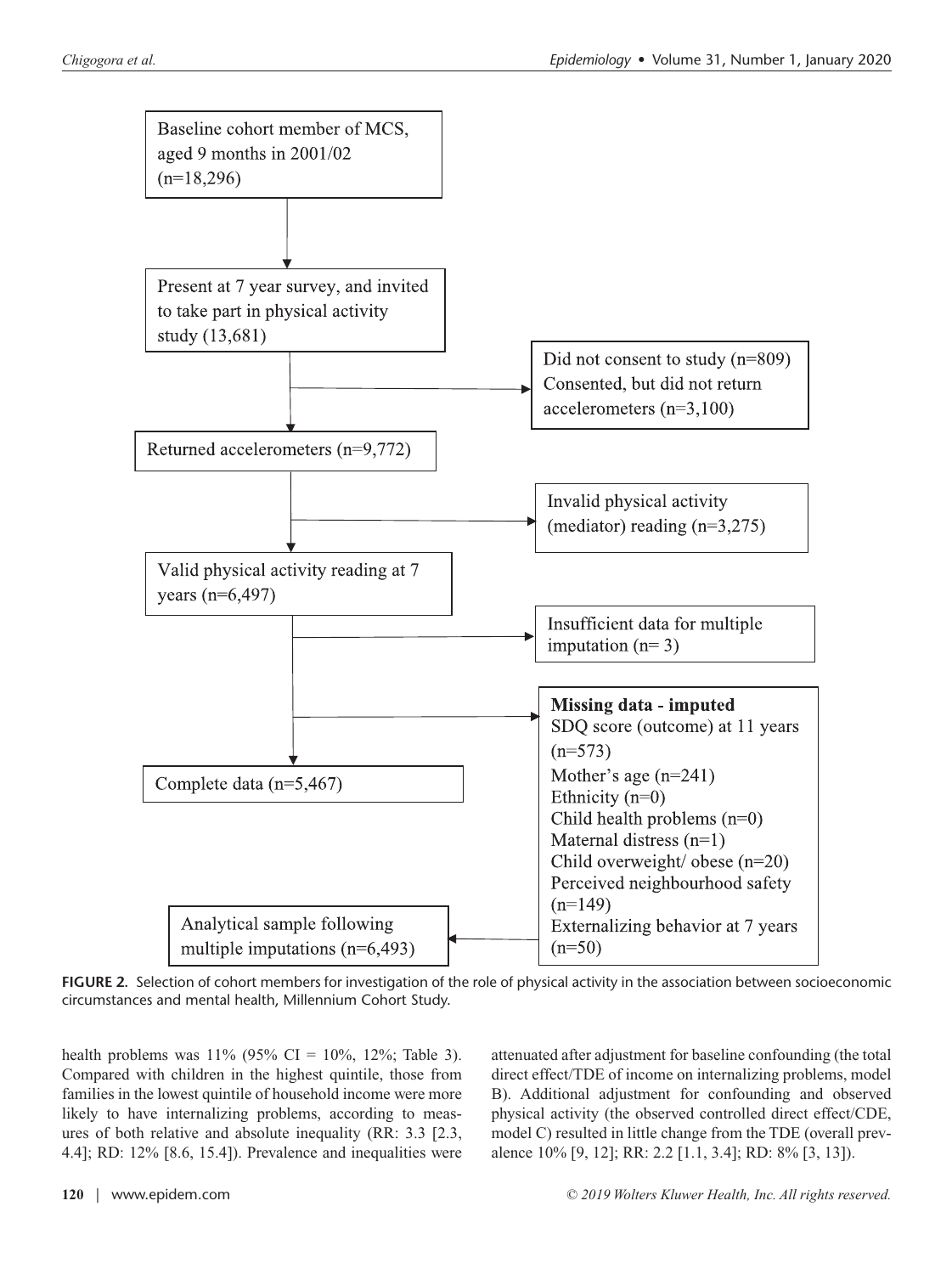Baseline cohort member of MCS, aged 9 months in 2001/02 (n=18,296)

Present at 7 year survey, and invited to take part in physical activity study (13,681)

Did not consent to study (n=809)
Consented, but did not return accelerometers (n=3,100)

Returned accelerometers (n=9,772)

Invalid physical activity (mediator) reading (n=3,275)

Valid physical activity reading at 7 years (n=6,497)

Insufficient data for multiple imputation (n= 3)

**Missing data - imputed**
SDQ score (outcome) at 11 years (n=573)
Mother's age (n=241)
Ethnicity (n=0)
Child health problems (n=0)
Maternal distress (n=1)
Child overweight/ obese (n=20)
Perceived neighbourhood safety (n=149)
Externalizing behavior at 7 years (n=50)

Complete data (n=5,467)

Analytical sample following multiple imputations (n=6,493)

**FIGURE 2.** Selection of cohort members for investigation of the role of physical activity in the association between socioeconomic circumstances and mental health, Millennium Cohort Study.

health problems was 11% (95% CI = 10%, 12%; Table 3). Compared with children in the highest quintile, those from families in the lowest quintile of household income were more likely to have internalizing problems, according to measures of both relative and absolute inequality (RR: 3.3 [2.3, 4.4]; RD: 12% [8.6, 15.4]). Prevalence and inequalities were attenuated after adjustment for baseline confounding (the total direct effect/TDE of income on internalizing problems, model B). Additional adjustment for confounding and observed physical activity (the observed controlled direct effect/CDE, model C) resulted in little change from the TDE (overall prevalence 10% [9, 12]; RR: 2.2 [1.1, 3.4]; RD: 8% [3, 13]).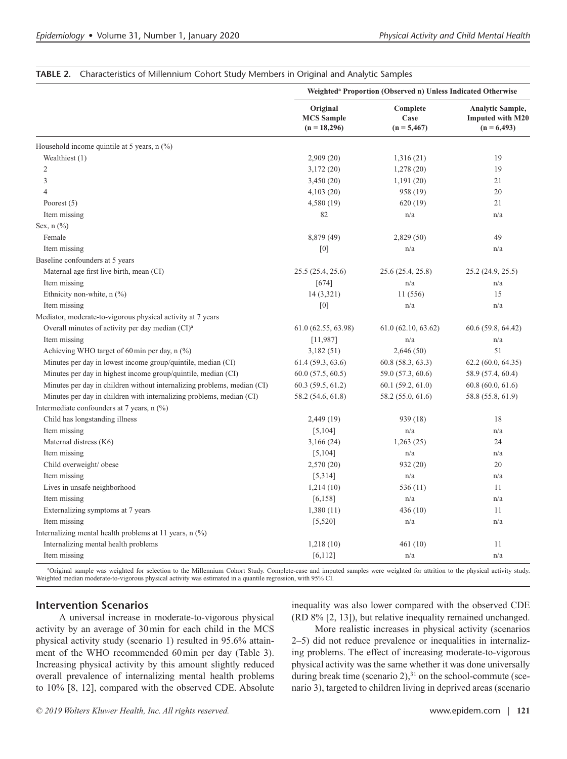**TABLE 2.** Characteristics of Millennium Cohort Study Members in Original and Analytic Samples

| | Weighted[a] Proportion (Observed n) Unless Indicated Otherwise | | |
|---|---|---|---|
| | Original MCS Sample (n = 18,296) | Complete Case (n = 5,467) | Analytic Sample, Imputed with M20 (n = 6,493) |
| Household income quintile at 5 years, n (%) | | | |
| Wealthiest (1) | 2,909 (20) | 1,316 (21) | 19 |
| 2 | 3,172 (20) | 1,278 (20) | 19 |
| 3 | 3,450 (20) | 1,191 (20) | 21 |
| 4 | 4,103 (20) | 958 (19) | 20 |
| Poorest (5) | 4,580 (19) | 620 (19) | 21 |
| Item missing | 82 | n/a | n/a |
| Sex, n (%) | | | |
| Female | 8,879 (49) | 2,829 (50) | 49 |
| Item missing | [0] | n/a | n/a |
| Baseline confounders at 5 years | | | |
| Maternal age first live birth, mean (CI) | 25.5 (25.4, 25.6) | 25.6 (25.4, 25.8) | 25.2 (24.9, 25.5) |
| Item missing | [674] | n/a | n/a |
| Ethnicity non-white, n (%) | 14 (3,321) | 11 (556) | 15 |
| Item missing | [0] | n/a | n/a |
| Mediator, moderate-to-vigorous physical activity at 7 years | | | |
| Overall minutes of activity per day median (CI)[a] | 61.0 (62.55, 63.98) | 61.0 (62.10, 63.62) | 60.6 (59.8, 64.42) |
| Item missing | [11,987] | n/a | n/a |
| Achieving WHO target of 60 min per day, n (%) | 3,182 (51) | 2,646 (50) | 51 |
| Minutes per day in lowest income group/quintile, median (CI) | 61.4 (59.3, 63.6) | 60.8 (58.3, 63.3) | 62.2 (60.0, 64.35) |
| Minutes per day in highest income group/quintile, median (CI) | 60.0 (57.5, 60.5) | 59.0 (57.3, 60.6) | 58.9 (57.4, 60.4) |
| Minutes per day in children without internalizing problems, median (CI) | 60.3 (59.5, 61.2) | 60.1 (59.2, 61.0) | 60.8 (60.0, 61.6) |
| Minutes per day in children with internalizing problems, median (CI) | 58.2 (54.6, 61.8) | 58.2 (55.0, 61.6) | 58.8 (55.8, 61.9) |
| Intermediate confounders at 7 years, n (%) | | | |
| Child has longstanding illness | 2,449 (19) | 939 (18) | 18 |
| Item missing | [5,104] | n/a | n/a |
| Maternal distress (K6) | 3,166 (24) | 1,263 (25) | 24 |
| Item missing | [5,104] | n/a | n/a |
| Child overweight/ obese | 2,570 (20) | 932 (20) | 20 |
| Item missing | [5,314] | n/a | n/a |
| Lives in unsafe neighborhood | 1,214 (10) | 536 (11) | 11 |
| Item missing | [6,158] | n/a | n/a |
| Externalizing symptoms at 7 years | 1,380 (11) | 436 (10) | 11 |
| Item missing | [5,520] | n/a | n/a |
| Internalizing mental health problems at 11 years, n (%) | | | |
| Internalizing mental health problems | 1,218 (10) | 461 (10) | 11 |
| Item missing | [6,112] | n/a | n/a |

[a]Original sample was weighted for selection to the Millennium Cohort Study. Complete-case and imputed samples were weighted for attrition to the physical activity study. Weighted median moderate-to-vigorous physical activity was estimated in a quantile regression, with 95% CI.

## Intervention Scenarios

A universal increase in moderate-to-vigorous physical activity by an average of 30 min for each child in the MCS physical activity study (scenario 1) resulted in 95.6% attainment of the WHO recommended 60 min per day (Table 3). Increasing physical activity by this amount slightly reduced overall prevalence of internalizing mental health problems to 10% [8, 12], compared with the observed CDE. Absolute inequality was also lower compared with the observed CDE (RD 8% [2, 13]), but relative inequality remained unchanged.

More realistic increases in physical activity (scenarios 2–5) did not reduce prevalence or inequalities in internalizing problems. The effect of increasing moderate-to-vigorous physical activity was the same whether it was done universally during break time (scenario 2),[31] on the school-commute (scenario 3), targeted to children living in deprived areas (scenario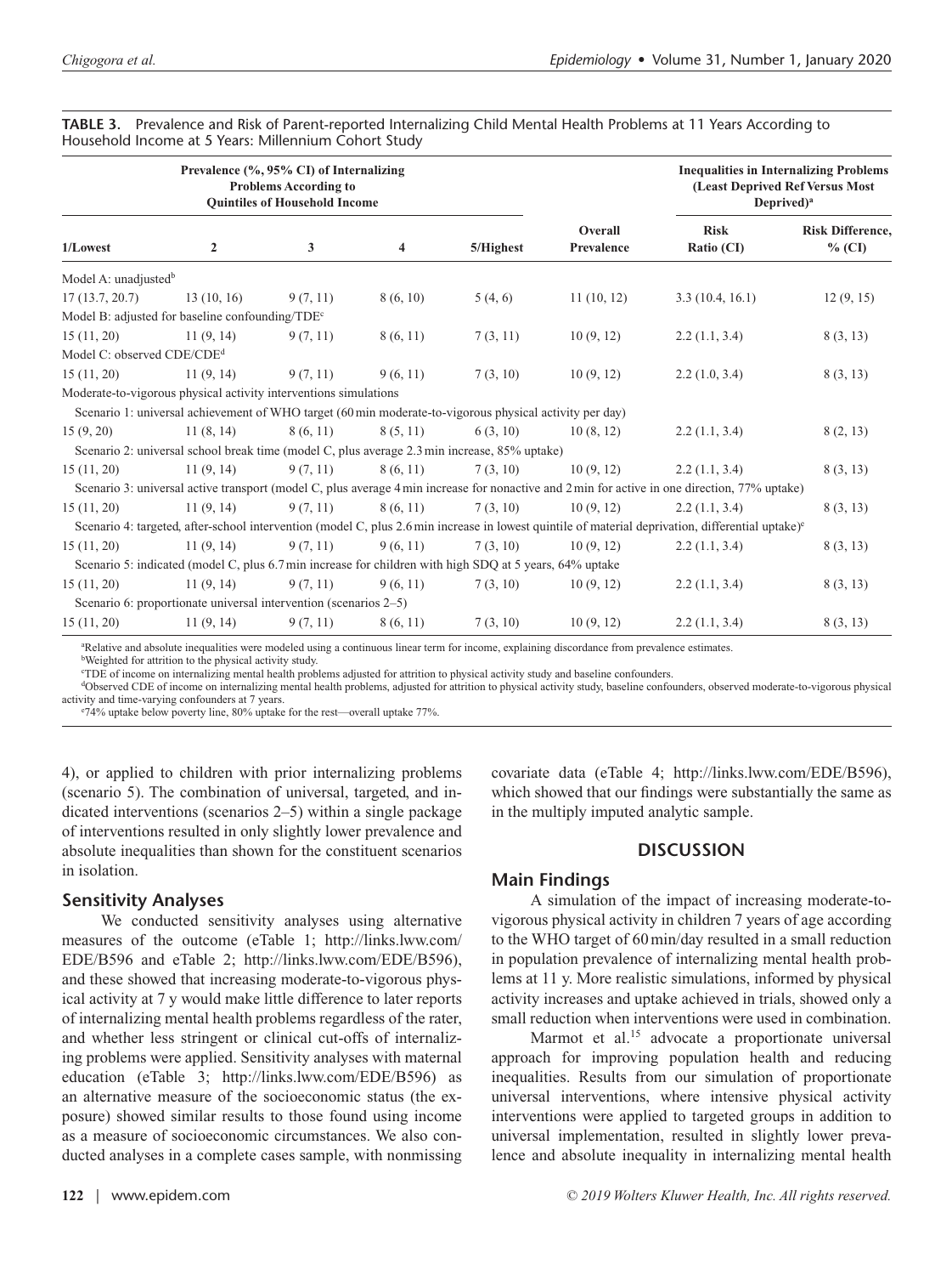**TABLE 3.** Prevalence and Risk of Parent-reported Internalizing Child Mental Health Problems at 11 Years According to Household Income at 5 Years: Millennium Cohort Study

| Prevalence (%, 95% CI) of Internalizing Problems According to Quintiles of Household Income | | | | | | Inequalities in Internalizing Problems (Least Deprived Ref Versus Most Deprived)[a] | |
|---|---|---|---|---|---|---|---|
| 1/Lowest | 2 | 3 | 4 | 5/Highest | Overall Prevalence | Risk Ratio (CI) | Risk Difference, % (CI) |
| Model A: unadjusted[b] | | | | | | | |
| 17 (13.7, 20.7) | 13 (10, 16) | 9 (7, 11) | 8 (6, 10) | 5 (4, 6) | 11 (10, 12) | 3.3 (10.4, 16.1) | 12 (9, 15) |
| Model B: adjusted for baseline confounding/TDE[c] | | | | | | | |
| 15 (11, 20) | 11 (9, 14) | 9 (7, 11) | 8 (6, 11) | 7 (3, 11) | 10 (9, 12) | 2.2 (1.1, 3.4) | 8 (3, 13) |
| Model C: observed CDE/CDE[d] | | | | | | | |
| 15 (11, 20) | 11 (9, 14) | 9 (7, 11) | 9 (6, 11) | 7 (3, 10) | 10 (9, 12) | 2.2 (1.0, 3.4) | 8 (3, 13) |
| Moderate-to-vigorous physical activity interventions simulations | | | | | | | |
| Scenario 1: universal achievement of WHO target (60 min moderate-to-vigorous physical activity per day) | | | | | | | |
| 15 (9, 20) | 11 (8, 14) | 8 (6, 11) | 8 (5, 11) | 6 (3, 10) | 10 (8, 12) | 2.2 (1.1, 3.4) | 8 (2, 13) |
| Scenario 2: universal school break time (model C, plus average 2.3 min increase, 85% uptake) | | | | | | | |
| 15 (11, 20) | 11 (9, 14) | 9 (7, 11) | 8 (6, 11) | 7 (3, 10) | 10 (9, 12) | 2.2 (1.1, 3.4) | 8 (3, 13) |
| Scenario 3: universal active transport (model C, plus average 4 min increase for nonactive and 2 min for active in one direction, 77% uptake) | | | | | | | |
| 15 (11, 20) | 11 (9, 14) | 9 (7, 11) | 8 (6, 11) | 7 (3, 10) | 10 (9, 12) | 2.2 (1.1, 3.4) | 8 (3, 13) |
| Scenario 4: targeted, after-school intervention (model C, plus 2.6 min increase in lowest quintile of material deprivation, differential uptake)[e] | | | | | | | |
| 15 (11, 20) | 11 (9, 14) | 9 (7, 11) | 9 (6, 11) | 7 (3, 10) | 10 (9, 12) | 2.2 (1.1, 3.4) | 8 (3, 13) |
| Scenario 5: indicated (model C, plus 6.7 min increase for children with high SDQ at 5 years, 64% uptake | | | | | | | |
| 15 (11, 20) | 11 (9, 14) | 9 (7, 11) | 9 (6, 11) | 7 (3, 10) | 10 (9, 12) | 2.2 (1.1, 3.4) | 8 (3, 13) |
| Scenario 6: proportionate universal intervention (scenarios 2–5) | | | | | | | |
| 15 (11, 20) | 11 (9, 14) | 9 (7, 11) | 8 (6, 11) | 7 (3, 10) | 10 (9, 12) | 2.2 (1.1, 3.4) | 8 (3, 13) |

[a]Relative and absolute inequalities were modeled using a continuous linear term for income, explaining discordance from prevalence estimates.
[b]Weighted for attrition to the physical activity study.
[c]TDE of income on internalizing mental health problems adjusted for attrition to physical activity study and baseline confounders.
[d]Observed CDE of income on internalizing mental health problems, adjusted for attrition to physical activity study, baseline confounders, observed moderate-to-vigorous physical activity and time-varying confounders at 7 years.
[e]74% uptake below poverty line, 80% uptake for the rest—overall uptake 77%.

4), or applied to children with prior internalizing problems (scenario 5). The combination of universal, targeted, and indicated interventions (scenarios 2–5) within a single package of interventions resulted in only slightly lower prevalence and absolute inequalities than shown for the constituent scenarios in isolation.

## Sensitivity Analyses

We conducted sensitivity analyses using alternative measures of the outcome (eTable 1; http://links.lww.com/EDE/B596 and eTable 2; http://links.lww.com/EDE/B596), and these showed that increasing moderate-to-vigorous physical activity at 7 y would make little difference to later reports of internalizing mental health problems regardless of the rater, and whether less stringent or clinical cut-offs of internalizing problems were applied. Sensitivity analyses with maternal education (eTable 3; http://links.lww.com/EDE/B596) as an alternative measure of the socioeconomic status (the exposure) showed similar results to those found using income as a measure of socioeconomic circumstances. We also conducted analyses in a complete cases sample, with nonmissing covariate data (eTable 4; http://links.lww.com/EDE/B596), which showed that our findings were substantially the same as in the multiply imputed analytic sample.

# DISCUSSION

## Main Findings

A simulation of the impact of increasing moderate-to-vigorous physical activity in children 7 years of age according to the WHO target of 60 min/day resulted in a small reduction in population prevalence of internalizing mental health problems at 11 y. More realistic simulations, informed by physical activity increases and uptake achieved in trials, showed only a small reduction when interventions were used in combination.

Marmot et al.[15] advocate a proportionate universal approach for improving population health and reducing inequalities. Results from our simulation of proportionate universal interventions, where intensive physical activity interventions were applied to targeted groups in addition to universal implementation, resulted in slightly lower prevalence and absolute inequality in internalizing mental health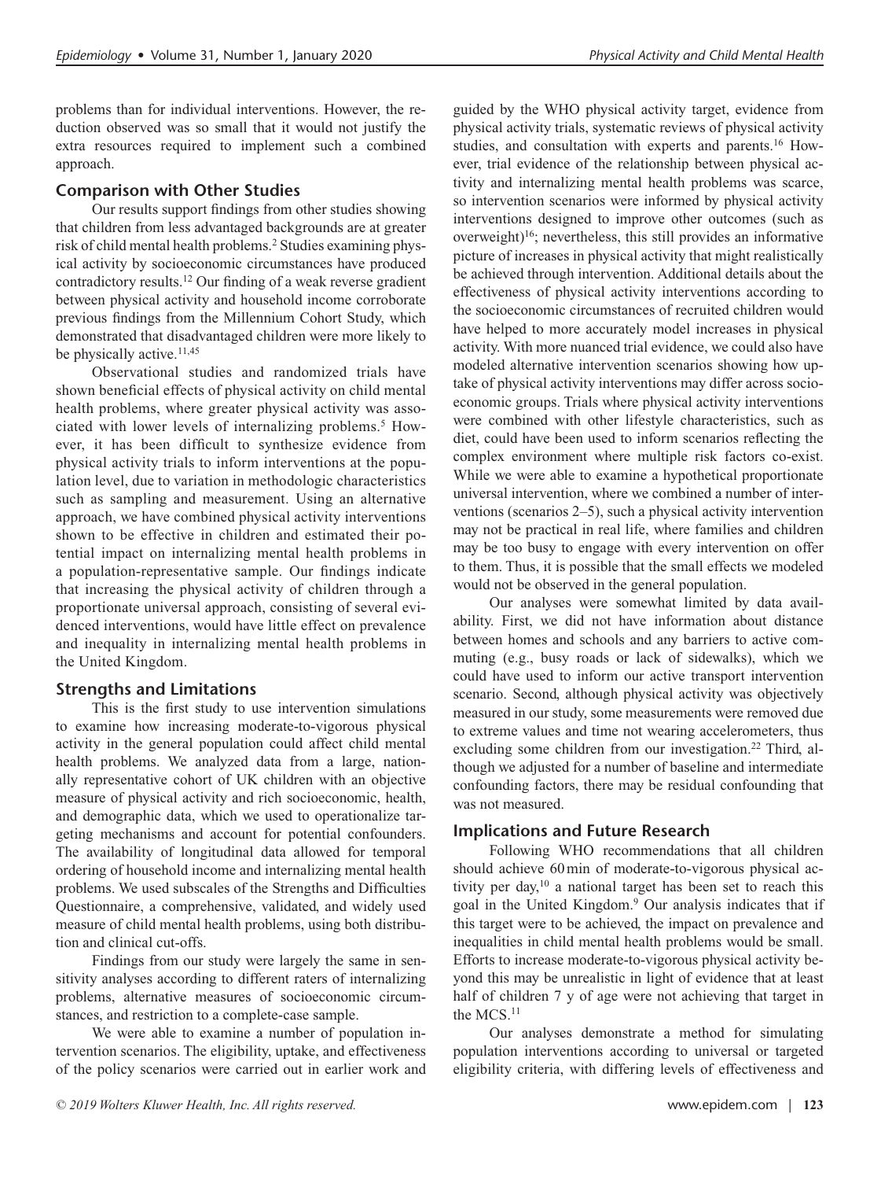problems than for individual interventions. However, the reduction observed was so small that it would not justify the extra resources required to implement such a combined approach.

### Comparison with Other Studies

Our results support findings from other studies showing that children from less advantaged backgrounds are at greater risk of child mental health problems.[2] Studies examining physical activity by socioeconomic circumstances have produced contradictory results.[12] Our finding of a weak reverse gradient between physical activity and household income corroborate previous findings from the Millennium Cohort Study, which demonstrated that disadvantaged children were more likely to be physically active.[11,45]

Observational studies and randomized trials have shown beneficial effects of physical activity on child mental health problems, where greater physical activity was associated with lower levels of internalizing problems.[5] However, it has been difficult to synthesize evidence from physical activity trials to inform interventions at the population level, due to variation in methodologic characteristics such as sampling and measurement. Using an alternative approach, we have combined physical activity interventions shown to be effective in children and estimated their potential impact on internalizing mental health problems in a population-representative sample. Our findings indicate that increasing the physical activity of children through a proportionate universal approach, consisting of several evidenced interventions, would have little effect on prevalence and inequality in internalizing mental health problems in the United Kingdom.

### Strengths and Limitations

This is the first study to use intervention simulations to examine how increasing moderate-to-vigorous physical activity in the general population could affect child mental health problems. We analyzed data from a large, nationally representative cohort of UK children with an objective measure of physical activity and rich socioeconomic, health, and demographic data, which we used to operationalize targeting mechanisms and account for potential confounders. The availability of longitudinal data allowed for temporal ordering of household income and internalizing mental health problems. We used subscales of the Strengths and Difficulties Questionnaire, a comprehensive, validated, and widely used measure of child mental health problems, using both distribution and clinical cut-offs.

Findings from our study were largely the same in sensitivity analyses according to different raters of internalizing problems, alternative measures of socioeconomic circumstances, and restriction to a complete-case sample.

We were able to examine a number of population intervention scenarios. The eligibility, uptake, and effectiveness of the policy scenarios were carried out in earlier work and guided by the WHO physical activity target, evidence from physical activity trials, systematic reviews of physical activity studies, and consultation with experts and parents.[16] However, trial evidence of the relationship between physical activity and internalizing mental health problems was scarce, so intervention scenarios were informed by physical activity interventions designed to improve other outcomes (such as overweight)[16]; nevertheless, this still provides an informative picture of increases in physical activity that might realistically be achieved through intervention. Additional details about the effectiveness of physical activity interventions according to the socioeconomic circumstances of recruited children would have helped to more accurately model increases in physical activity. With more nuanced trial evidence, we could also have modeled alternative intervention scenarios showing how uptake of physical activity interventions may differ across socioeconomic groups. Trials where physical activity interventions were combined with other lifestyle characteristics, such as diet, could have been used to inform scenarios reflecting the complex environment where multiple risk factors co-exist. While we were able to examine a hypothetical proportionate universal intervention, where we combined a number of interventions (scenarios 2–5), such a physical activity intervention may not be practical in real life, where families and children may be too busy to engage with every intervention on offer to them. Thus, it is possible that the small effects we modeled would not be observed in the general population.

Our analyses were somewhat limited by data availability. First, we did not have information about distance between homes and schools and any barriers to active commuting (e.g., busy roads or lack of sidewalks), which we could have used to inform our active transport intervention scenario. Second, although physical activity was objectively measured in our study, some measurements were removed due to extreme values and time not wearing accelerometers, thus excluding some children from our investigation.[22] Third, although we adjusted for a number of baseline and intermediate confounding factors, there may be residual confounding that was not measured.

### Implications and Future Research

Following WHO recommendations that all children should achieve 60 min of moderate-to-vigorous physical activity per day,[10] a national target has been set to reach this goal in the United Kingdom.[9] Our analysis indicates that if this target were to be achieved, the impact on prevalence and inequalities in child mental health problems would be small. Efforts to increase moderate-to-vigorous physical activity beyond this may be unrealistic in light of evidence that at least half of children 7 y of age were not achieving that target in the MCS.[11]

Our analyses demonstrate a method for simulating population interventions according to universal or targeted eligibility criteria, with differing levels of effectiveness and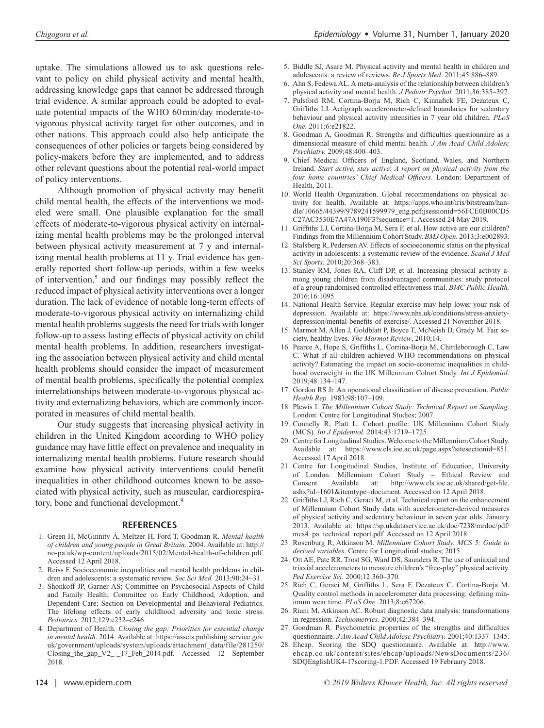uptake. The simulations allowed us to ask questions relevant to policy on child physical activity and mental health, addressing knowledge gaps that cannot be addressed through trial evidence. A similar approach could be adopted to evaluate potential impacts of the WHO 60 min/day moderate-to-vigorous physical activity target for other outcomes, and in other nations. This approach could also help anticipate the consequences of other policies or targets being considered by policy-makers before they are implemented, and to address other relevant questions about the potential real-world impact of policy interventions.

Although promotion of physical activity may benefit child mental health, the effects of the interventions we modeled were small. One plausible explanation for the small effects of moderate-to-vigorous physical activity on internalizing mental health problems may be the prolonged interval between physical activity measurement at 7 y and internalizing mental health problems at 11 y. Trial evidence has generally reported short follow-up periods, within a few weeks of intervention,[5] and our findings may possibly reflect the reduced impact of physical activity interventions over a longer duration. The lack of evidence of notable long-term effects of moderate-to-vigorous physical activity on internalizing child mental health problems suggests the need for trials with longer follow-up to assess lasting effects of physical activity on child mental health problems. In addition, researchers investigating the association between physical activity and child mental health problems should consider the impact of measurement of mental health problems, specifically the potential complex interrelationships between moderate-to-vigorous physical activity and externalizing behaviors, which are commonly incorporated in measures of child mental health.

Our study suggests that increasing physical activity in children in the United Kingdom according to WHO policy guidance may have little effect on prevalence and inequality in internalizing mental health problems. Future research should examine how physical activity interventions could benefit inequalities in other childhood outcomes known to be associated with physical activity, such as muscular, cardiorespiratory, bone and functional development.[9]

## REFERENCES

1. Green H, McGinnity Á, Meltzer H, Ford T, Goodman R. *Mental health of children and young people in Great Britain*. 2004. Available at: http://no-pa.uk/wp-content/uploads/2015/02/Mental-health-of-children.pdf. Accessed 12 April 2018.
2. Reiss F. Socioeconomic inequalities and mental health problems in children and adolescents: a systematic review. *Soc Sci Med.* 2013;90:24–31.
3. Shonkoff JP, Garner AS; Committee on Psychosocial Aspects of Child and Family Health; Committee on Early Childhood, Adoption, and Dependent Care; Section on Developmental and Behavioral Pediatrics. The lifelong effects of early childhood adversity and toxic stress. *Pediatrics.* 2012;129:e232–e246.
4. Department of Health. *Closing the gap: Priorities for essential change in mental health*. 2014. Available at: https://www.gov.uk/government/uploads/system/uploads/attachment_data/file/281250/Closing_the_gap_V2_-_17_Feb_2014.pdf. Accessed 12 September 2018.
5. Biddle SJ, Asare M. Physical activity and mental health in children and adolescents: a review of reviews. *Br J Sports Med*. 2011;45:886–889.
6. Ahn S, Fedewa AL. A meta-analysis of the relationship between children's physical activity and mental health. *J Pediatr Psychol.* 2011;36:385–397.
7. Pulsford RM, Cortina-Borja M, Rich C, Kinnafick FE, Dezateux C, Griffiths LJ. Actigraph accelerometer-defined boundaries for sedentary behaviour and physical activity intensities in 7 year old children. *PLoS One.* 2011;6:e21822.
8. Goodman A, Goodman R. Strengths and difficulties questionnaire as a dimensional measure of child mental health. *J Am Acad Child Adolesc Psychiatry.* 2009;48:400–403.
9. Chief Medical Officers of England, Scotland, Wales, and Northern Ireland. *Start active, stay active*: *A report on physical activity from the four home countries' Chief Medical Officers*. London: Department of Health, 2011.
10. World Health Organization. Global recommendations on physical activity for health. Available at: https://apps.who.int/iris/bitstream/handle/10665/44399/9789241599979_eng.pdf;jsessionid=56FCE0B00CD5C27AC3530E7A47A190F3?sequence=1. Accessed 24 May 2019.
11. Griffiths LJ, Cortina-Borja M, Sera F, et al. How active are our children? Findings from the Millennium Cohort Study. *BMJ Open.* 2013;3:e002893.
12. Stalsberg R, Pedersen AV. Effects of socioeconomic status on the physical activity in adolescents: a systematic review of the evidence. *Scand J Med Sci Sports.* 2010;20:368–383.
13. Stanley RM, Jones RA, Cliff DP, et al. Increasing physical activity among young children from disadvantaged communities: study protocol of a group randomised controlled effectiveness trial. *BMC Public Health.* 2016;16:1095.
14. National Health Service. Regular exercise may help lower your risk of depression. Available at: https://www.nhs.uk/conditions/stress-anxiety-depression/mental-benefits-of-exercise/. Accessed 21 November 2018.
15. Marmot M, Allen J, Goldblatt P, Boyce T, McNeish D, Grady M. Fair society, healthy lives. *The Marmot Review*, 2010;14.
16. Pearce A, Hope S, Griffiths L, Cortina-Borja M, Chittleborough C, Law C. What if all children achieved WHO recommendations on physical activity? Estimating the impact on socio-economic inequalities in childhood overweight in the UK Millennium Cohort Study. *Int J Epidemiol*. 2019;48:134–147.
17. Gordon RS Jr. An operational classification of disease prevention. *Public Health Rep.* 1983;98:107–109.
18. Plewis I. *The Millennium Cohort Study: Technical Report on Sampling*. London: Centre for Longitudinal Studies; 2007.
19. Connelly R, Platt L. Cohort profile: UK Millennium Cohort Study (MCS). *Int J Epidemiol.* 2014;43:1719–1725.
20. Centre for Longitudinal Studies. Welcome to the Millennium Cohort Study. Available at: https://www.cls.ioe.ac.uk/page.aspx?sitesectionid=851. Accessed 17 April 2018.
21. Centre for Longitudinal Studies, Institute of Education, University of London. Millennium Cohort Study – Ethical Review and Consent. Available at: http://www.cls.ioe.ac.uk/shared/get-file.ashx?id=1601&itemtype=document. Accessed on 12 April 2018.
22. Griffiths LJ, Rich C, Geraci M, et al. Technical report on the enhancement of Millennium Cohort Study data with accelerometer-derived measures of physical activity and sedentary behaviour in seven year olds. January 2013. Available at: https://sp.ukdataservice.ac.uk/doc/7238/mrdoc/pdf/mcs4_pa_technical_report.pdf. Accessed on 12 April 2018.
23. Rosenburg R, Atkinson M. *Millennium Cohort Study. MCS 5: Guide to derived variables*. Centre for Longitudinal studies; 2015.
24. Ott AE, Pate RR, Trost SG, Ward DS, Saunders R. The use of uniaxial and triaxial accelerometers to measure children's "free-play" physical activity. *Ped Exercise Sci*. 2000;12:360–370.
25. Rich C, Geraci M, Griffiths L, Sera F, Dezateux C, Cortina-Borja M. Quality control methods in accelerometer data processing: defining minimum wear time. *PLoS One.* 2013;8:e67206.
26. Riani M, Atkinson AC. Robust diagnostic data analysis: transformations in regression. *Technometrics*. 2000;42:384–394.
27. Goodman R. Psychometric properties of the strengths and difficulties questionnaire. *J Am Acad Child Adolesc Psychiatry.* 2001;40:1337–1345.
28. Ehcap. Scoring the SDQ questionnaire. Available at: http://www.ehcap.co.uk/content/sites/ehcap/uploads/NewsDocuments/236/SDQEnglishUK4-17scoring-1.PDF. Accessed 19 February 2018.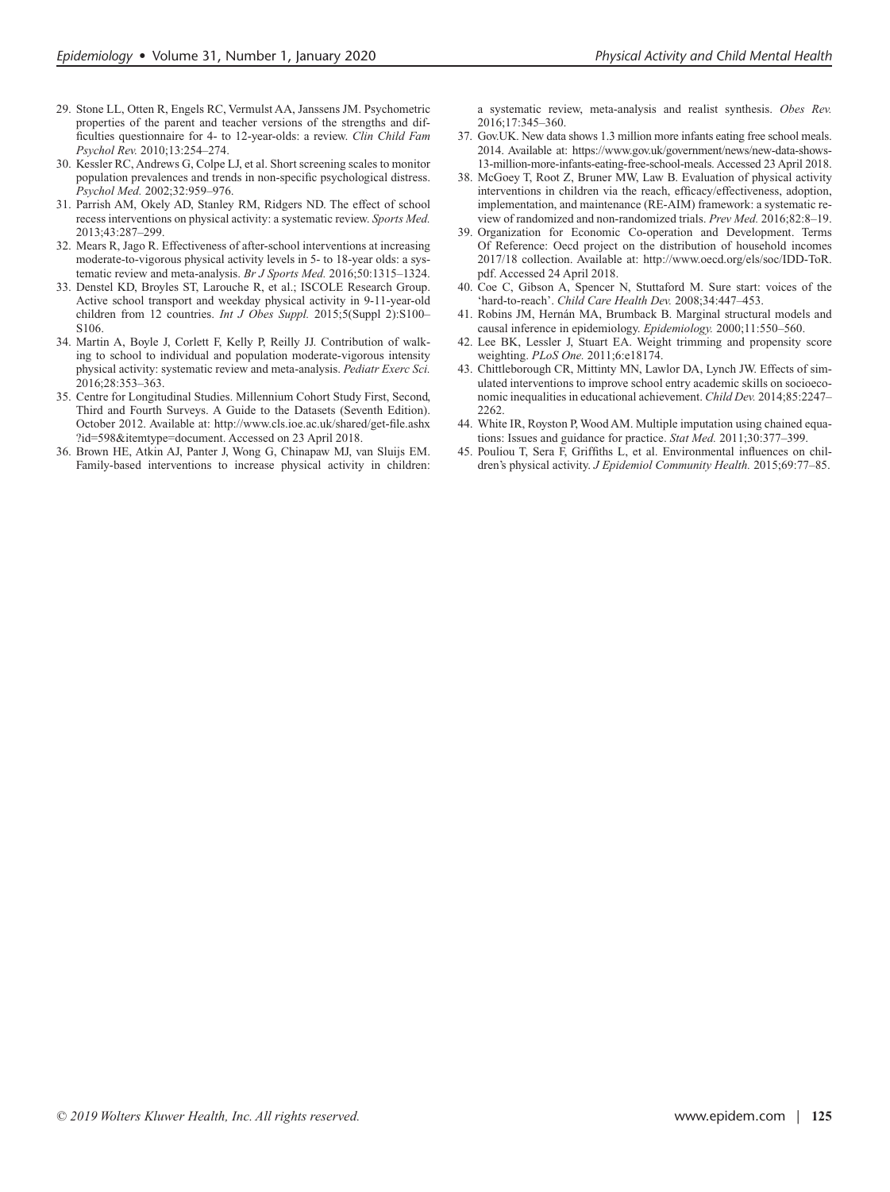29. Stone LL, Otten R, Engels RC, Vermulst AA, Janssens JM. Psychometric properties of the parent and teacher versions of the strengths and difficulties questionnaire for 4- to 12-year-olds: a review. *Clin Child Fam Psychol Rev.* 2010;13:254–274.
30. Kessler RC, Andrews G, Colpe LJ, et al. Short screening scales to monitor population prevalences and trends in non-specific psychological distress. *Psychol Med.* 2002;32:959–976.
31. Parrish AM, Okely AD, Stanley RM, Ridgers ND. The effect of school recess interventions on physical activity: a systematic review. *Sports Med.* 2013;43:287–299.
32. Mears R, Jago R. Effectiveness of after-school interventions at increasing moderate-to-vigorous physical activity levels in 5- to 18-year olds: a systematic review and meta-analysis. *Br J Sports Med.* 2016;50:1315–1324.
33. Denstel KD, Broyles ST, Larouche R, et al.; ISCOLE Research Group. Active school transport and weekday physical activity in 9-11-year-old children from 12 countries. *Int J Obes Suppl.* 2015;5(Suppl 2):S100–S106.
34. Martin A, Boyle J, Corlett F, Kelly P, Reilly JJ. Contribution of walking to school to individual and population moderate-vigorous intensity physical activity: systematic review and meta-analysis. *Pediatr Exerc Sci.* 2016;28:353–363.
35. Centre for Longitudinal Studies. Millennium Cohort Study First, Second, Third and Fourth Surveys. A Guide to the Datasets (Seventh Edition). October 2012. Available at: http://www.cls.ioe.ac.uk/shared/get-file.ashx?id=598&itemtype=document. Accessed on 23 April 2018.
36. Brown HE, Atkin AJ, Panter J, Wong G, Chinapaw MJ, van Sluijs EM. Family-based interventions to increase physical activity in children: a systematic review, meta-analysis and realist synthesis. *Obes Rev.* 2016;17:345–360.
37. Gov.UK. New data shows 1.3 million more infants eating free school meals. 2014. Available at: https://www.gov.uk/government/news/new-data-shows-13-million-more-infants-eating-free-school-meals. Accessed 23 April 2018.
38. McGoey T, Root Z, Bruner MW, Law B. Evaluation of physical activity interventions in children via the reach, efficacy/effectiveness, adoption, implementation, and maintenance (RE-AIM) framework: a systematic review of randomized and non-randomized trials. *Prev Med.* 2016;82:8–19.
39. Organization for Economic Co-operation and Development. Terms Of Reference: Oecd project on the distribution of household incomes 2017/18 collection. Available at: http://www.oecd.org/els/soc/IDD-ToR.pdf. Accessed 24 April 2018.
40. Coe C, Gibson A, Spencer N, Stuttaford M. Sure start: voices of the 'hard-to-reach'. *Child Care Health Dev.* 2008;34:447–453.
41. Robins JM, Hernán MA, Brumback B. Marginal structural models and causal inference in epidemiology. *Epidemiology.* 2000;11:550–560.
42. Lee BK, Lessler J, Stuart EA. Weight trimming and propensity score weighting. *PLoS One.* 2011;6:e18174.
43. Chittleborough CR, Mittinty MN, Lawlor DA, Lynch JW. Effects of simulated interventions to improve school entry academic skills on socioeconomic inequalities in educational achievement. *Child Dev.* 2014;85:2247–2262.
44. White IR, Royston P, Wood AM. Multiple imputation using chained equations: Issues and guidance for practice. *Stat Med.* 2011;30:377–399.
45. Pouliou T, Sera F, Griffiths L, et al. Environmental influences on children's physical activity. *J Epidemiol Community Health.* 2015;69:77–85.